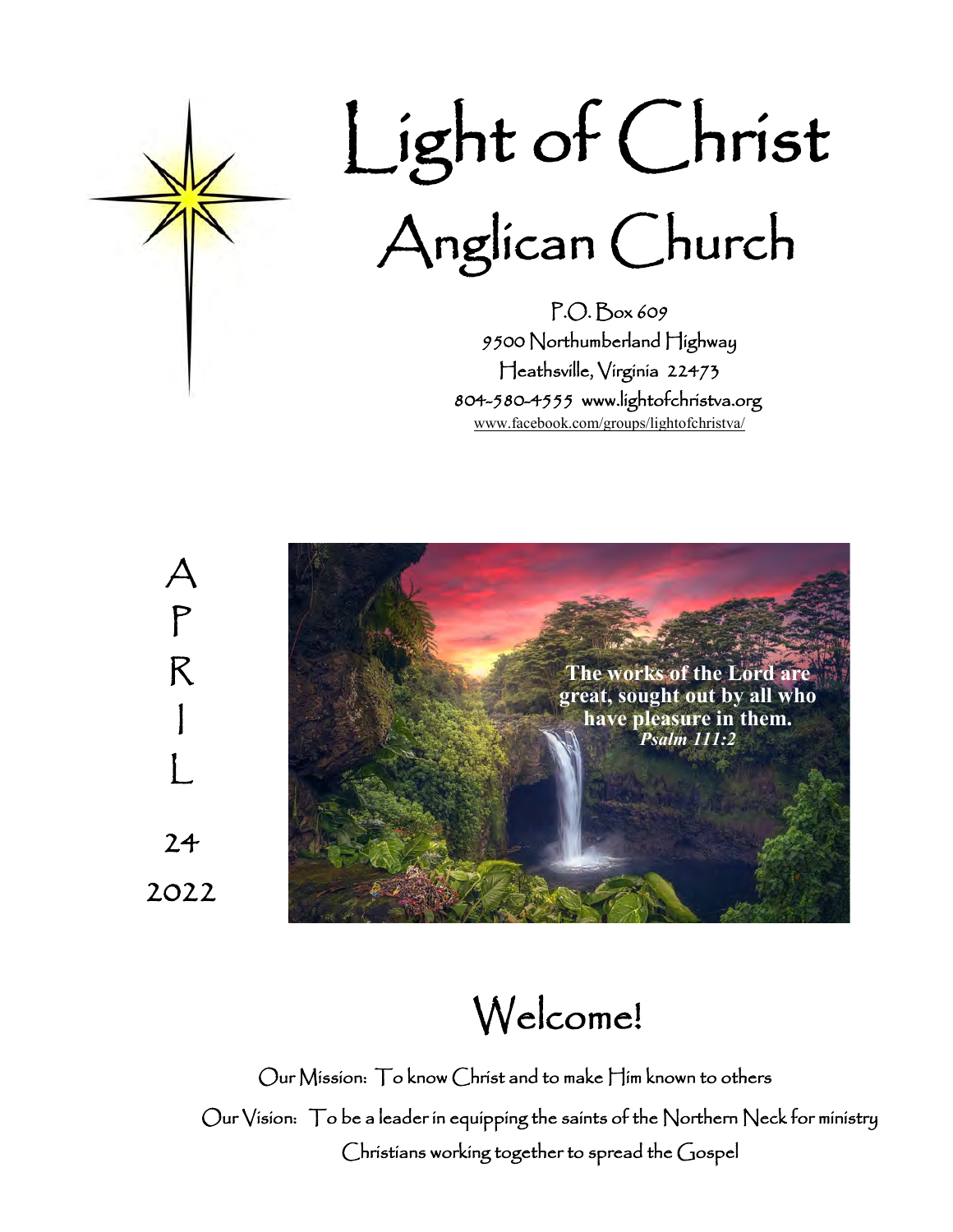# Light of Christ Anglican Church

P.O. Box 609
9500 Northumberland Highway
Heathsville, Virginia 22473
804-580-4555 www.lightofchristva.org
www.facebook.com/groups/lightofchristva/

APRIL 24 2022

**The works of the Lord are great, sought out by all who have pleasure in them.**
***Psalm 111:2***

## Welcome!

Our Mission: To know Christ and to make Him known to others

Our Vision: To be a leader in equipping the saints of the Northern Neck for ministry

Christians working together to spread the Gospel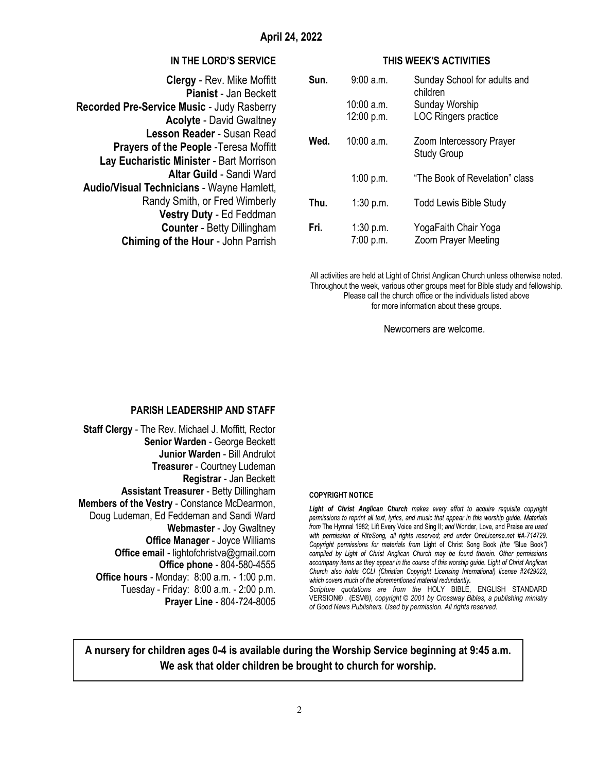**April 24, 2022**

## IN THE LORD'S SERVICE

**Clergy** - Rev. Mike Moffitt
**Pianist** - Jan Beckett
**Recorded Pre-Service Music** - Judy Rasberry
**Acolyte** - David Gwaltney
**Lesson Reader** - Susan Read
**Prayers of the People** -Teresa Moffitt
**Lay Eucharistic Minister** - Bart Morrison
**Altar Guild** - Sandi Ward
**Audio/Visual Technicians** - Wayne Hamlett, Randy Smith, or Fred Wimberly
**Vestry Duty** - Ed Feddman
**Counter** - Betty Dillingham
**Chiming of the Hour** - John Parrish

## THIS WEEK'S ACTIVITIES

| | | |
|---|---|---|
| **Sun.** | 9:00 a.m. | Sunday School for adults and children |
| | 10:00 a.m. | Sunday Worship |
| | 12:00 p.m. | LOC Ringers practice |
| **Wed.** | 10:00 a.m. | Zoom Intercessory Prayer Study Group |
| | 1:00 p.m. | "The Book of Revelation" class |
| **Thu.** | 1:30 p.m. | Todd Lewis Bible Study |
| **Fri.** | 1:30 p.m. | YogaFaith Chair Yoga |
| | 7:00 p.m. | Zoom Prayer Meeting |

All activities are held at Light of Christ Anglican Church unless otherwise noted. Throughout the week, various other groups meet for Bible study and fellowship. Please call the church office or the individuals listed above for more information about these groups.

Newcomers are welcome.

## PARISH LEADERSHIP AND STAFF

**Staff Clergy** - The Rev. Michael J. Moffitt, Rector
**Senior Warden** - George Beckett
**Junior Warden** - Bill Andrulot
**Treasurer** - Courtney Ludeman
**Registrar** - Jan Beckett
**Assistant Treasurer** - Betty Dillingham
**Members of the Vestry** - Constance McDearmon, Doug Ludeman, Ed Feddeman and Sandi Ward
**Webmaster** - Joy Gwaltney
**Office Manager** - Joyce Williams
**Office email** - lightofchristva@gmail.com
**Office phone** - 804-580-4555
**Office hours** - Monday: 8:00 a.m. - 1:00 p.m.
Tuesday - Friday: 8:00 a.m. - 2:00 p.m.
**Prayer Line** - 804-724-8005

**COPYRIGHT NOTICE**

***Light of Christ Anglican Church*** *makes every effort to acquire requisite copyright permissions to reprint all text, lyrics, and music that appear in this worship guide. Materials from* The Hymnal 1982; Lift Every Voice and Sing II; *and* Wonder, Love, and Praise *are used with permission of RiteSong, all rights reserved; and under OneLicense.net #A-714729. Copyright permissions for materials from* Light of Christ Song Book *(the "*Blue Book*") compiled by Light of Christ Anglican Church may be found therein. Other permissions accompany items as they appear in the course of this worship guide. Light of Christ Anglican Church also holds CCLI (Christian Copyright Licensing International) license #2429023, which covers much of the aforementioned material redundantly.*
*Scripture quotations are from the* HOLY BIBLE, ENGLISH STANDARD VERSION® . (ESV®*), copyright © 2001 by Crossway Bibles, a publishing ministry of Good News Publishers. Used by permission. All rights reserved.*

**A nursery for children ages 0-4 is available during the Worship Service beginning at 9:45 a.m. We ask that older children be brought to church for worship.**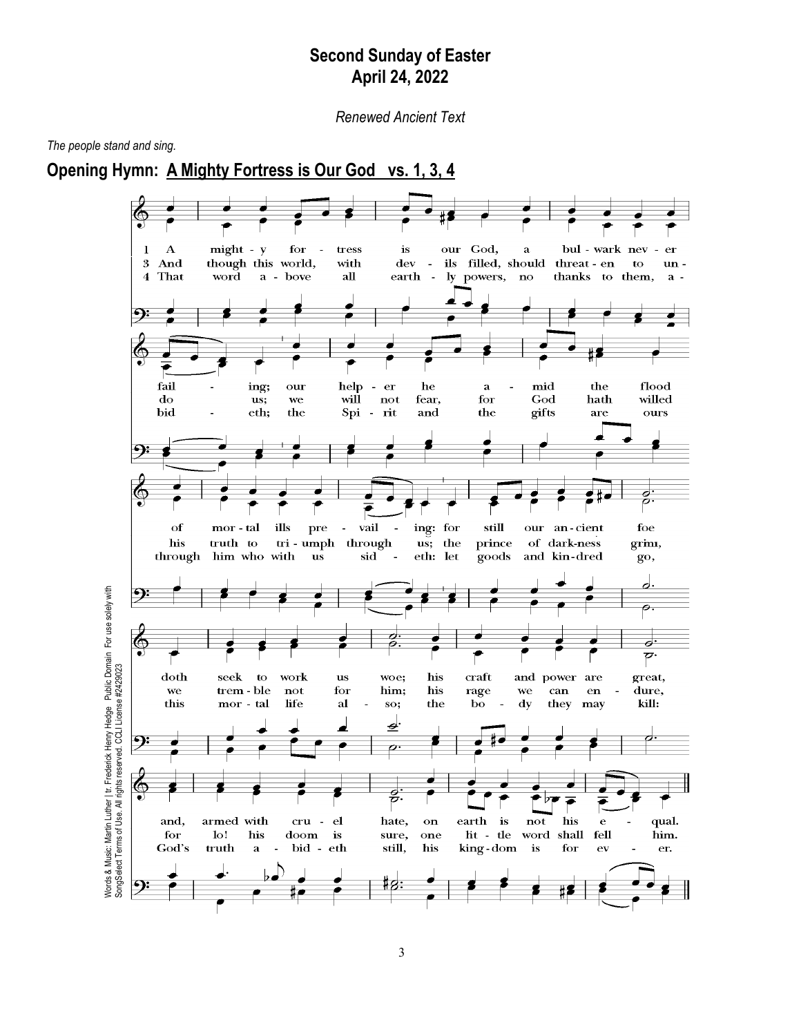# Second Sunday of Easter
# April 24, 2022

*Renewed Ancient Text*

*The people stand and sing.*

## Opening Hymn: A Mighty Fortress is Our God vs. 1, 3, 4

1 A mighty fortress is our God, a bulwark never failing; our helper he amid the flood of mortal ills prevailing: for still our ancient foe doth seek to work us woe; his craft and power are great, and, armed with cruel hate, on earth is not his equal.

3 And though this world, with devils filled, should threaten to undo us; we will not fear, for God hath willed his truth to triumph through us; the prince of darkness grim, we tremble not for him; his rage we can endure, for lo! his doom is sure, one little word shall fell him.

4 That word above all earthly powers, no thanks to them, abideth; the Spirit and the gifts are ours through him who with us sideth: let goods and kindred go, this mortal life also; the body they may kill: God's truth abideth still, his kingdom is for ever.

Words & Music: Martin Luther | tr. Frederick Henry Hedge Public Domain For use solely with SongSelect Terms of Use. All rights reserved. CCLI License #2429023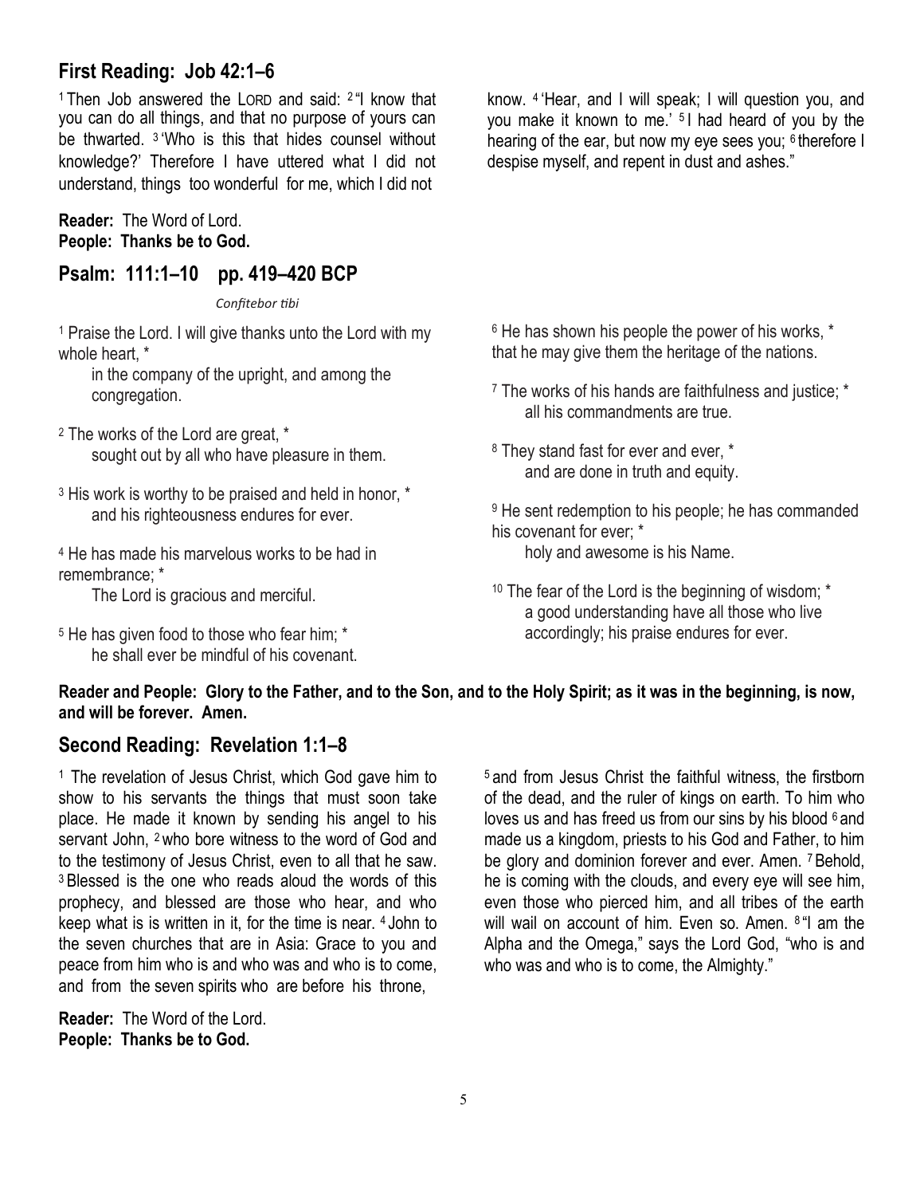## First Reading: Job 42:1–6

[1] Then Job answered the LORD and said: [2] "I know that you can do all things, and that no purpose of yours can be thwarted. [3] 'Who is this that hides counsel without knowledge?' Therefore I have uttered what I did not understand, things too wonderful for me, which I did not know. [4] 'Hear, and I will speak; I will question you, and you make it known to me.' [5] I had heard of you by the hearing of the ear, but now my eye sees you; [6] therefore I despise myself, and repent in dust and ashes."

**Reader:** The Word of Lord.
**People: Thanks be to God.**

## Psalm: 111:1–10 pp. 419–420 BCP

*Confitebor tibi*

[1] Praise the Lord. I will give thanks unto the Lord with my whole heart, *
in the company of the upright, and among the congregation.

[2] The works of the Lord are great, *
sought out by all who have pleasure in them.

[3] His work is worthy to be praised and held in honor, *
and his righteousness endures for ever.

[4] He has made his marvelous works to be had in remembrance; *
The Lord is gracious and merciful.

[5] He has given food to those who fear him; *
he shall ever be mindful of his covenant.

[6] He has shown his people the power of his works, *
that he may give them the heritage of the nations.

[7] The works of his hands are faithfulness and justice; *
all his commandments are true.

[8] They stand fast for ever and ever, *
and are done in truth and equity.

[9] He sent redemption to his people; he has commanded his covenant for ever; *
holy and awesome is his Name.

[10] The fear of the Lord is the beginning of wisdom; *
a good understanding have all those who live accordingly; his praise endures for ever.

**Reader and People: Glory to the Father, and to the Son, and to the Holy Spirit; as it was in the beginning, is now, and will be forever. Amen.**

## Second Reading: Revelation 1:1–8

[1] The revelation of Jesus Christ, which God gave him to show to his servants the things that must soon take place. He made it known by sending his angel to his servant John, [2] who bore witness to the word of God and to the testimony of Jesus Christ, even to all that he saw. [3] Blessed is the one who reads aloud the words of this prophecy, and blessed are those who hear, and who keep what is is written in it, for the time is near. [4] John to the seven churches that are in Asia: Grace to you and peace from him who is and who was and who is to come, and from the seven spirits who are before his throne, [5] and from Jesus Christ the faithful witness, the firstborn of the dead, and the ruler of kings on earth. To him who loves us and has freed us from our sins by his blood [6] and made us a kingdom, priests to his God and Father, to him be glory and dominion forever and ever. Amen. [7] Behold, he is coming with the clouds, and every eye will see him, even those who pierced him, and all tribes of the earth will wail on account of him. Even so. Amen. [8] "I am the Alpha and the Omega," says the Lord God, "who is and who was and who is to come, the Almighty."

**Reader:** The Word of the Lord.
**People: Thanks be to God.**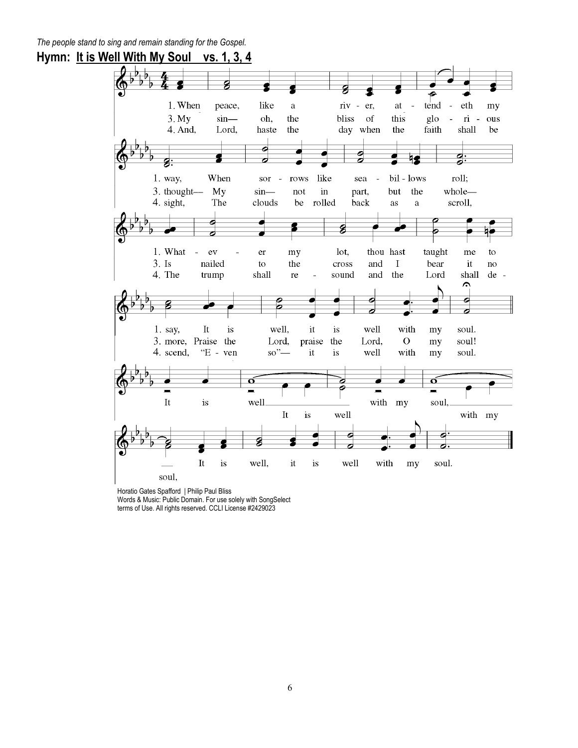*The people stand to sing and remain standing for the Gospel.*

## Hymn: It is Well With My Soul vs. 1, 3, 4

1. When peace, like a river, attendeth my way, When sorrows like sea-billows roll; Whatever my lot, thou hast taught me to say, It is well, it is well with my soul.

3. My sin— oh, the bliss of this glorious thought— My sin— not in part, but the whole— Is nailed to the cross and I bear it no more, Praise the Lord, praise the Lord, O my soul!

4. And, Lord, haste the day when the faith shall be sight, The clouds be rolled back as a scroll, The trump shall resound and the Lord shall descend, "Even so"— it is well with my soul.

It is well (It is well) with my soul, (with my soul,) It is well, it is well with my soul.

Horatio Gates Spafford | Philip Paul Bliss
Words & Music: Public Domain. For use solely with SongSelect terms of Use. All rights reserved. CCLI License #2429023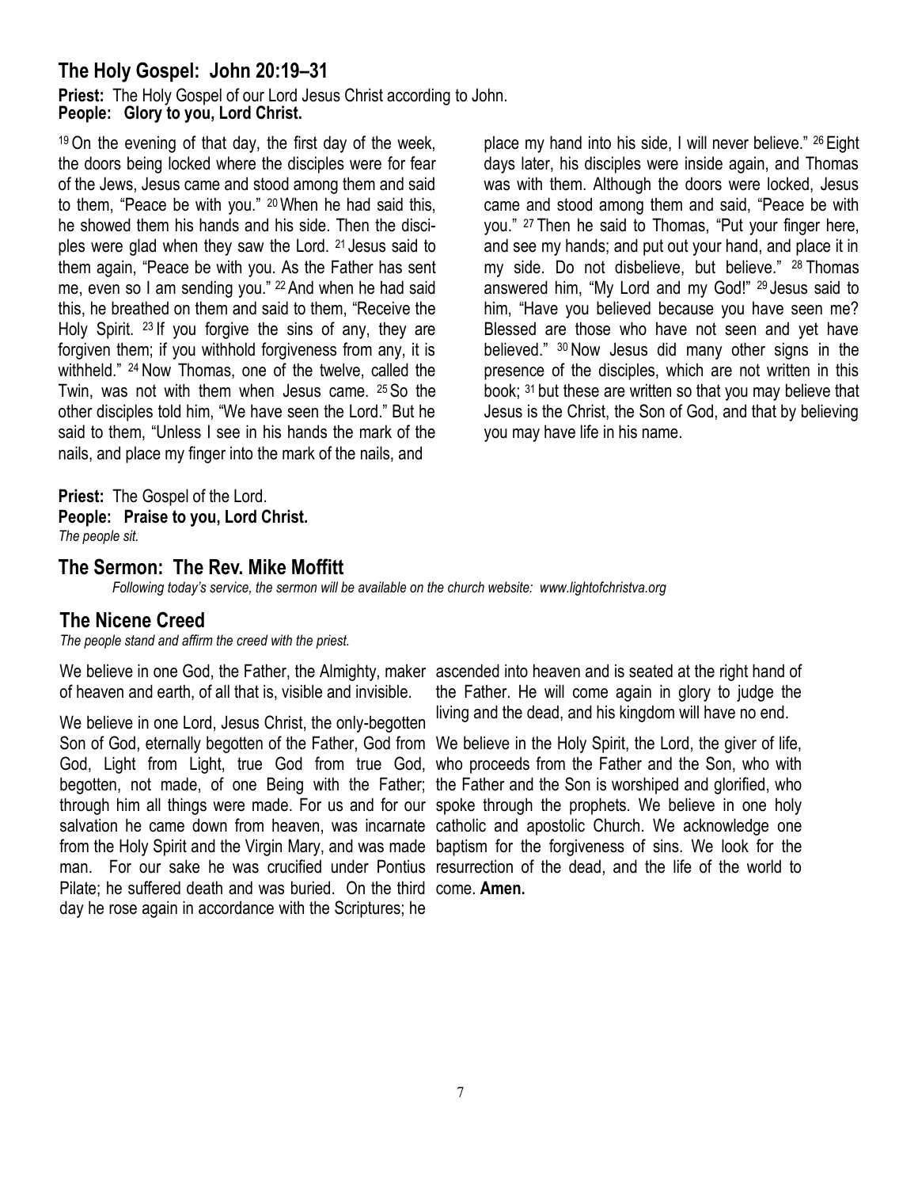## The Holy Gospel: John 20:19–31

**Priest:** The Holy Gospel of our Lord Jesus Christ according to John.
**People: Glory to you, Lord Christ.**

19 On the evening of that day, the first day of the week, the doors being locked where the disciples were for fear of the Jews, Jesus came and stood among them and said to them, "Peace be with you." 20 When he had said this, he showed them his hands and his side. Then the disciples were glad when they saw the Lord. 21 Jesus said to them again, "Peace be with you. As the Father has sent me, even so I am sending you." 22 And when he had said this, he breathed on them and said to them, "Receive the Holy Spirit. 23 If you forgive the sins of any, they are forgiven them; if you withhold forgiveness from any, it is withheld." 24 Now Thomas, one of the twelve, called the Twin, was not with them when Jesus came. 25 So the other disciples told him, "We have seen the Lord." But he said to them, "Unless I see in his hands the mark of the nails, and place my finger into the mark of the nails, and place my hand into his side, I will never believe." 26 Eight days later, his disciples were inside again, and Thomas was with them. Although the doors were locked, Jesus came and stood among them and said, "Peace be with you." 27 Then he said to Thomas, "Put your finger here, and see my hands; and put out your hand, and place it in my side. Do not disbelieve, but believe." 28 Thomas answered him, "My Lord and my God!" 29 Jesus said to him, "Have you believed because you have seen me? Blessed are those who have not seen and yet have believed." 30 Now Jesus did many other signs in the presence of the disciples, which are not written in this book; 31 but these are written so that you may believe that Jesus is the Christ, the Son of God, and that by believing you may have life in his name.

**Priest:** The Gospel of the Lord.
**People: Praise to you, Lord Christ.**
*The people sit.*

## The Sermon: The Rev. Mike Moffitt

*Following today's service, the sermon will be available on the church website: www.lightofchristva.org*

## The Nicene Creed

*The people stand and affirm the creed with the priest.*

We believe in one God, the Father, the Almighty, maker of heaven and earth, of all that is, visible and invisible.

We believe in one Lord, Jesus Christ, the only-begotten Son of God, eternally begotten of the Father, God from God, Light from Light, true God from true God, begotten, not made, of one Being with the Father; through him all things were made. For us and for our salvation he came down from heaven, was incarnate from the Holy Spirit and the Virgin Mary, and was made man. For our sake he was crucified under Pontius Pilate; he suffered death and was buried. On the third day he rose again in accordance with the Scriptures; he ascended into heaven and is seated at the right hand of the Father. He will come again in glory to judge the living and the dead, and his kingdom will have no end.

We believe in the Holy Spirit, the Lord, the giver of life, who proceeds from the Father and the Son, who with the Father and the Son is worshiped and glorified, who spoke through the prophets. We believe in one holy catholic and apostolic Church. We acknowledge one baptism for the forgiveness of sins. We look for the resurrection of the dead, and the life of the world to come. **Amen.**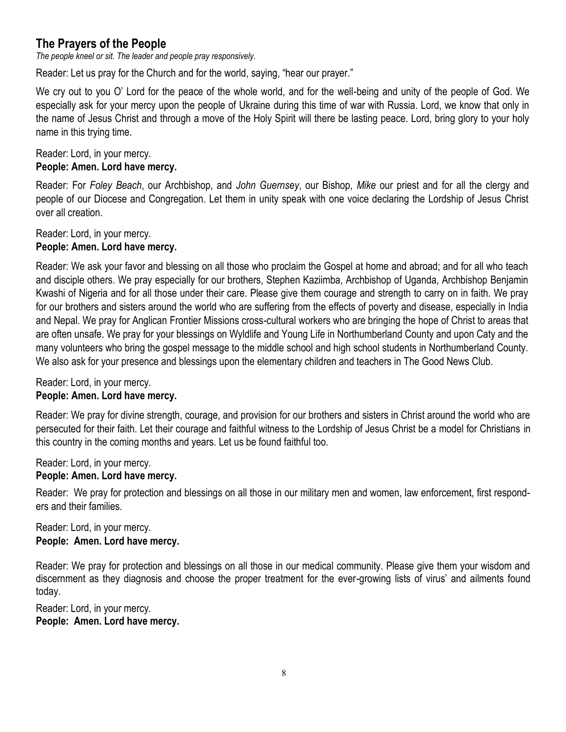## The Prayers of the People

*The people kneel or sit. The leader and people pray responsively.*

Reader: Let us pray for the Church and for the world, saying, "hear our prayer."

We cry out to you O' Lord for the peace of the whole world, and for the well-being and unity of the people of God. We especially ask for your mercy upon the people of Ukraine during this time of war with Russia. Lord, we know that only in the name of Jesus Christ and through a move of the Holy Spirit will there be lasting peace. Lord, bring glory to your holy name in this trying time.

Reader: Lord, in your mercy.
**People: Amen. Lord have mercy.**

Reader: For *Foley Beach*, our Archbishop, and *John Guernsey*, our Bishop, *Mike* our priest and for all the clergy and people of our Diocese and Congregation. Let them in unity speak with one voice declaring the Lordship of Jesus Christ over all creation.

Reader: Lord, in your mercy.
**People: Amen. Lord have mercy.**

Reader: We ask your favor and blessing on all those who proclaim the Gospel at home and abroad; and for all who teach and disciple others. We pray especially for our brothers, Stephen Kaziimba, Archbishop of Uganda, Archbishop Benjamin Kwashi of Nigeria and for all those under their care. Please give them courage and strength to carry on in faith. We pray for our brothers and sisters around the world who are suffering from the effects of poverty and disease, especially in India and Nepal. We pray for Anglican Frontier Missions cross-cultural workers who are bringing the hope of Christ to areas that are often unsafe. We pray for your blessings on Wyldlife and Young Life in Northumberland County and upon Caty and the many volunteers who bring the gospel message to the middle school and high school students in Northumberland County. We also ask for your presence and blessings upon the elementary children and teachers in The Good News Club.

Reader: Lord, in your mercy.
**People: Amen. Lord have mercy.**

Reader: We pray for divine strength, courage, and provision for our brothers and sisters in Christ around the world who are persecuted for their faith. Let their courage and faithful witness to the Lordship of Jesus Christ be a model for Christians in this country in the coming months and years. Let us be found faithful too.

Reader: Lord, in your mercy.
**People: Amen. Lord have mercy.**

Reader: We pray for protection and blessings on all those in our military men and women, law enforcement, first responders and their families.

Reader: Lord, in your mercy.
**People: Amen. Lord have mercy.**

Reader: We pray for protection and blessings on all those in our medical community. Please give them your wisdom and discernment as they diagnosis and choose the proper treatment for the ever-growing lists of virus' and ailments found today.

Reader: Lord, in your mercy.
**People: Amen. Lord have mercy.**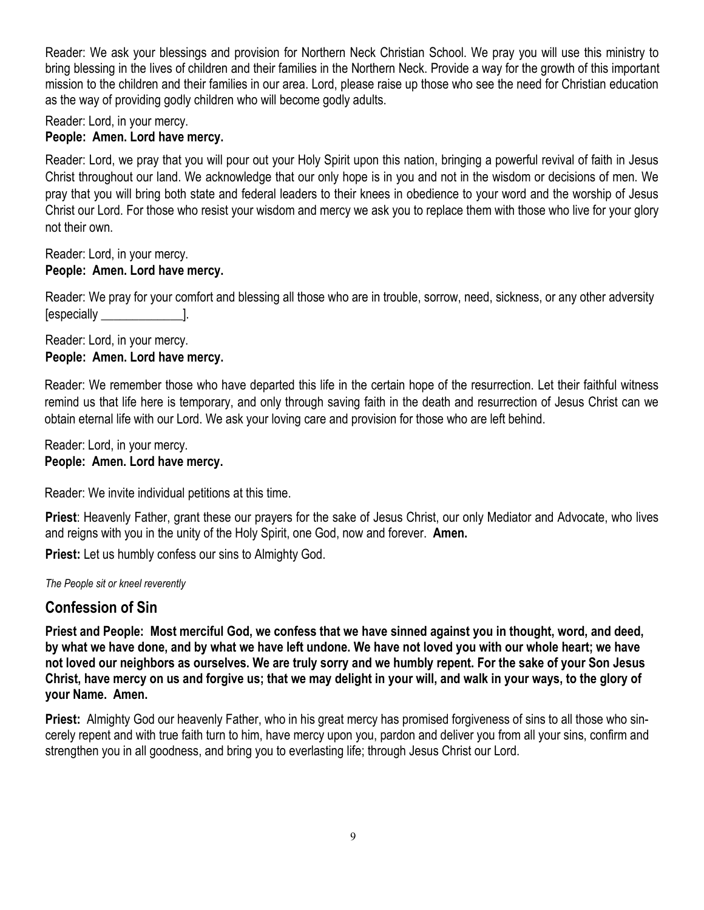Reader: We ask your blessings and provision for Northern Neck Christian School. We pray you will use this ministry to bring blessing in the lives of children and their families in the Northern Neck. Provide a way for the growth of this important mission to the children and their families in our area. Lord, please raise up those who see the need for Christian education as the way of providing godly children who will become godly adults.

Reader: Lord, in your mercy.
**People: Amen. Lord have mercy.**

Reader: Lord, we pray that you will pour out your Holy Spirit upon this nation, bringing a powerful revival of faith in Jesus Christ throughout our land. We acknowledge that our only hope is in you and not in the wisdom or decisions of men. We pray that you will bring both state and federal leaders to their knees in obedience to your word and the worship of Jesus Christ our Lord. For those who resist your wisdom and mercy we ask you to replace them with those who live for your glory not their own.

Reader: Lord, in your mercy.
**People: Amen. Lord have mercy.**

Reader: We pray for your comfort and blessing all those who are in trouble, sorrow, need, sickness, or any other adversity [especially _____________].

Reader: Lord, in your mercy.
**People: Amen. Lord have mercy.**

Reader: We remember those who have departed this life in the certain hope of the resurrection. Let their faithful witness remind us that life here is temporary, and only through saving faith in the death and resurrection of Jesus Christ can we obtain eternal life with our Lord. We ask your loving care and provision for those who are left behind.

Reader: Lord, in your mercy.
**People: Amen. Lord have mercy.**

Reader: We invite individual petitions at this time.

**Priest**: Heavenly Father, grant these our prayers for the sake of Jesus Christ, our only Mediator and Advocate, who lives and reigns with you in the unity of the Holy Spirit, one God, now and forever. **Amen.**

**Priest:** Let us humbly confess our sins to Almighty God.

*The People sit or kneel reverently*

## Confession of Sin

**Priest and People: Most merciful God, we confess that we have sinned against you in thought, word, and deed, by what we have done, and by what we have left undone. We have not loved you with our whole heart; we have not loved our neighbors as ourselves. We are truly sorry and we humbly repent. For the sake of your Son Jesus Christ, have mercy on us and forgive us; that we may delight in your will, and walk in your ways, to the glory of your Name. Amen.**

**Priest:** Almighty God our heavenly Father, who in his great mercy has promised forgiveness of sins to all those who sincerely repent and with true faith turn to him, have mercy upon you, pardon and deliver you from all your sins, confirm and strengthen you in all goodness, and bring you to everlasting life; through Jesus Christ our Lord.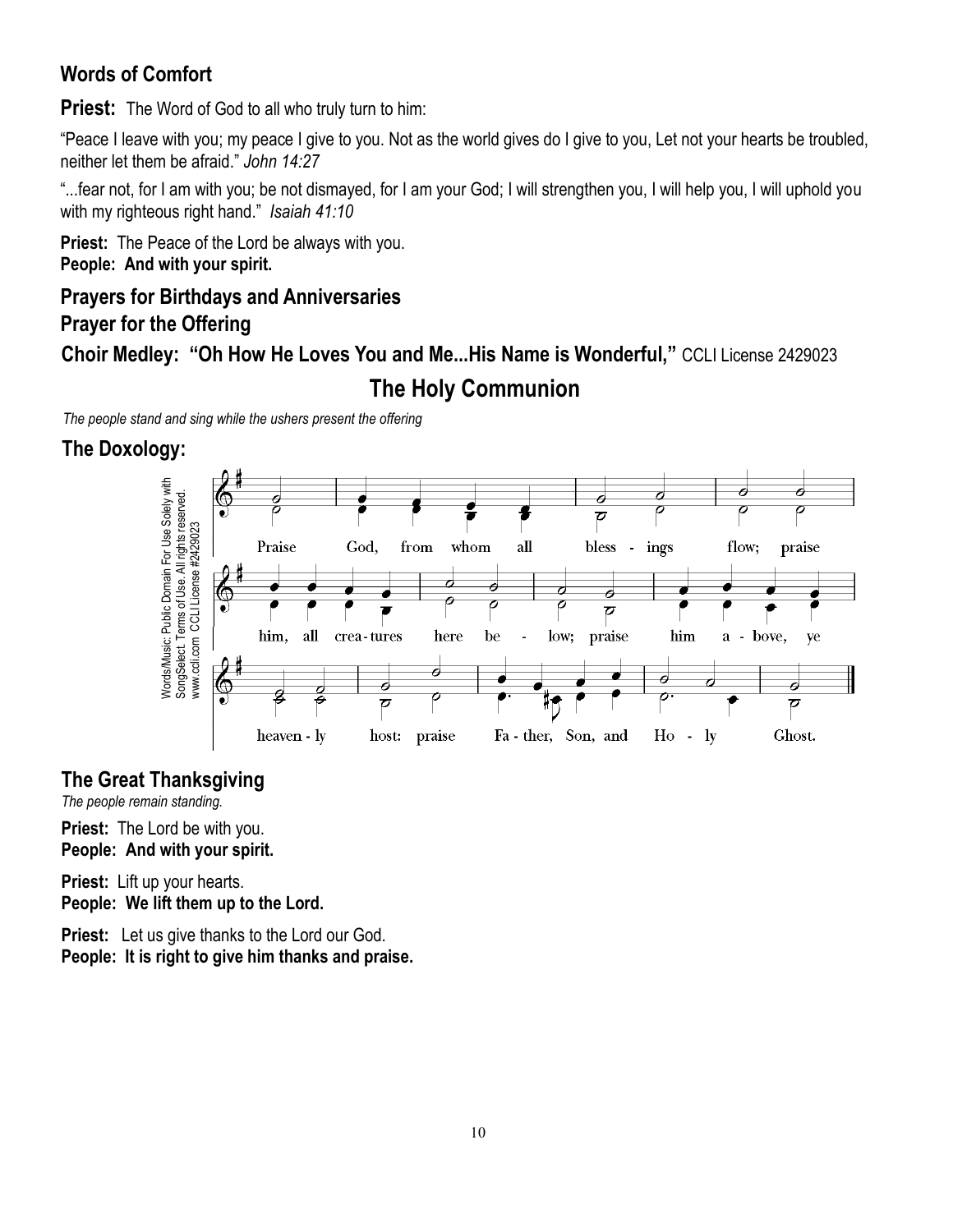## Words of Comfort

**Priest:** The Word of God to all who truly turn to him:

"Peace I leave with you; my peace I give to you. Not as the world gives do I give to you, Let not your hearts be troubled, neither let them be afraid." *John 14:27*

"...fear not, for I am with you; be not dismayed, for I am your God; I will strengthen you, I will help you, I will uphold you with my righteous right hand." *Isaiah 41:10*

**Priest:** The Peace of the Lord be always with you.
**People: And with your spirit.**

## Prayers for Birthdays and Anniversaries

## Prayer for the Offering

## Choir Medley: "Oh How He Loves You and Me...His Name is Wonderful," CCLI License 2429023

# The Holy Communion

*The people stand and sing while the ushers present the offering*

## The Doxology:

Words/Music: Public Domain For Use Solely with SongSelect. Terms of Use. All rights reserved. www.ccli.com CCLI License #2429023

Praise God, from whom all bless - ings flow; praise him, all crea-tures here be - low; praise him a - bove, ye heaven - ly host: praise Fa - ther, Son, and Ho - ly Ghost.

## The Great Thanksgiving

*The people remain standing.*

**Priest:** The Lord be with you.
**People: And with your spirit.**

**Priest:** Lift up your hearts.
**People: We lift them up to the Lord.**

**Priest:** Let us give thanks to the Lord our God.
**People: It is right to give him thanks and praise.**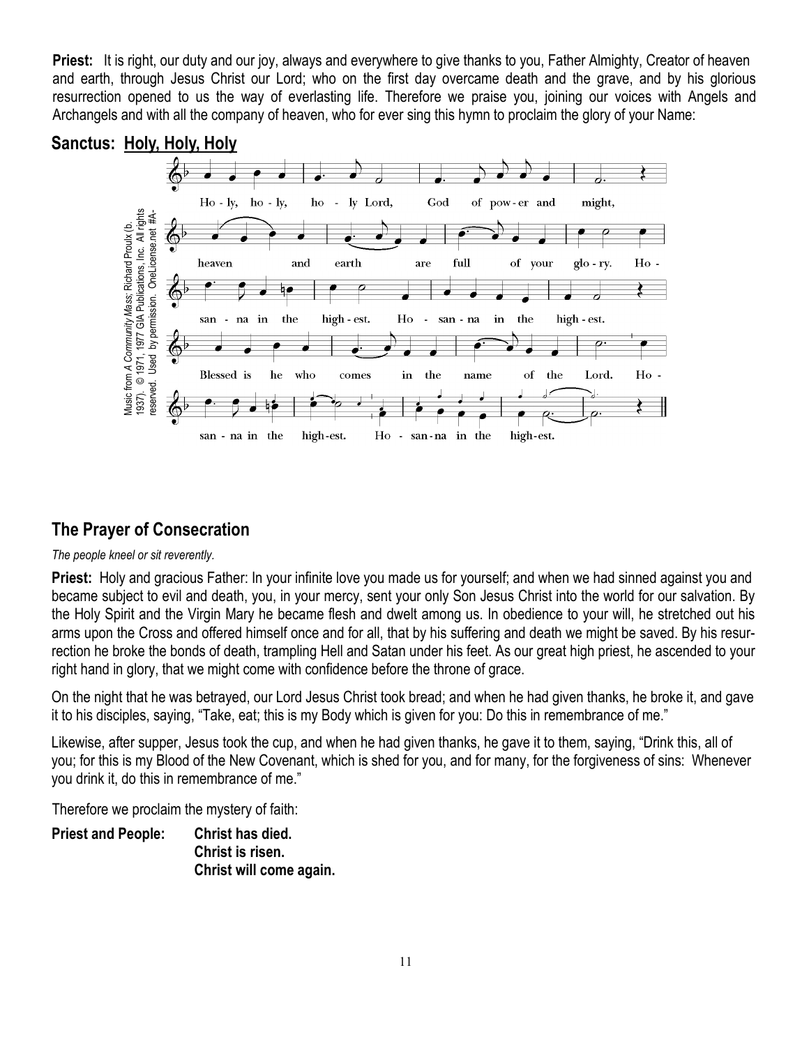**Priest:** It is right, our duty and our joy, always and everywhere to give thanks to you, Father Almighty, Creator of heaven and earth, through Jesus Christ our Lord; who on the first day overcame death and the grave, and by his glorious resurrection opened to us the way of everlasting life. Therefore we praise you, joining our voices with Angels and Archangels and with all the company of heaven, who for ever sing this hymn to proclaim the glory of your Name:

## Sanctus: Holy, Holy, Holy

Holy, holy, holy Lord, God of power and might, heaven and earth are full of your glory. Hosanna in the highest. Hosanna in the highest. Blessed is he who comes in the name of the Lord. Hosanna in the highest. Hosanna in the highest.

Music from *A Community Mass*; Richard Proulx (b. 1937). © 1971, 1977 GIA Publications, Inc. All rights reserved. Used by permission. OneLicense.net #A-

## The Prayer of Consecration

*The people kneel or sit reverently.*

**Priest:** Holy and gracious Father: In your infinite love you made us for yourself; and when we had sinned against you and became subject to evil and death, you, in your mercy, sent your only Son Jesus Christ into the world for our salvation. By the Holy Spirit and the Virgin Mary he became flesh and dwelt among us. In obedience to your will, he stretched out his arms upon the Cross and offered himself once and for all, that by his suffering and death we might be saved. By his resurrection he broke the bonds of death, trampling Hell and Satan under his feet. As our great high priest, he ascended to your right hand in glory, that we might come with confidence before the throne of grace.

On the night that he was betrayed, our Lord Jesus Christ took bread; and when he had given thanks, he broke it, and gave it to his disciples, saying, "Take, eat; this is my Body which is given for you: Do this in remembrance of me."

Likewise, after supper, Jesus took the cup, and when he had given thanks, he gave it to them, saying, "Drink this, all of you; for this is my Blood of the New Covenant, which is shed for you, and for many, for the forgiveness of sins: Whenever you drink it, do this in remembrance of me."

Therefore we proclaim the mystery of faith:

**Priest and People:** **Christ has died.**
**Christ is risen.**
**Christ will come again.**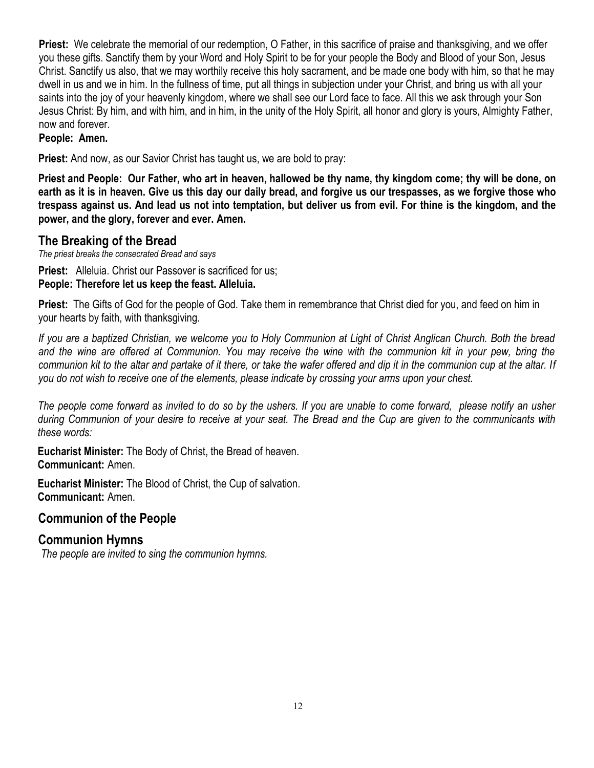**Priest:** We celebrate the memorial of our redemption, O Father, in this sacrifice of praise and thanksgiving, and we offer you these gifts. Sanctify them by your Word and Holy Spirit to be for your people the Body and Blood of your Son, Jesus Christ. Sanctify us also, that we may worthily receive this holy sacrament, and be made one body with him, so that he may dwell in us and we in him. In the fullness of time, put all things in subjection under your Christ, and bring us with all your saints into the joy of your heavenly kingdom, where we shall see our Lord face to face. All this we ask through your Son Jesus Christ: By him, and with him, and in him, in the unity of the Holy Spirit, all honor and glory is yours, Almighty Father, now and forever.
**People: Amen.**

**Priest:** And now, as our Savior Christ has taught us, we are bold to pray:

**Priest and People: Our Father, who art in heaven, hallowed be thy name, thy kingdom come; thy will be done, on earth as it is in heaven. Give us this day our daily bread, and forgive us our trespasses, as we forgive those who trespass against us. And lead us not into temptation, but deliver us from evil. For thine is the kingdom, and the power, and the glory, forever and ever. Amen.**

## The Breaking of the Bread

*The priest breaks the consecrated Bread and says*

**Priest:** Alleluia. Christ our Passover is sacrificed for us;
**People: Therefore let us keep the feast. Alleluia.**

**Priest:** The Gifts of God for the people of God. Take them in remembrance that Christ died for you, and feed on him in your hearts by faith, with thanksgiving.

*If you are a baptized Christian, we welcome you to Holy Communion at Light of Christ Anglican Church. Both the bread and the wine are offered at Communion. You may receive the wine with the communion kit in your pew, bring the communion kit to the altar and partake of it there, or take the wafer offered and dip it in the communion cup at the altar. If you do not wish to receive one of the elements, please indicate by crossing your arms upon your chest.*

*The people come forward as invited to do so by the ushers. If you are unable to come forward, please notify an usher during Communion of your desire to receive at your seat. The Bread and the Cup are given to the communicants with these words:*

**Eucharist Minister:** The Body of Christ, the Bread of heaven.
**Communicant:** Amen.

**Eucharist Minister:** The Blood of Christ, the Cup of salvation.
**Communicant:** Amen.

## Communion of the People

## Communion Hymns

*The people are invited to sing the communion hymns.*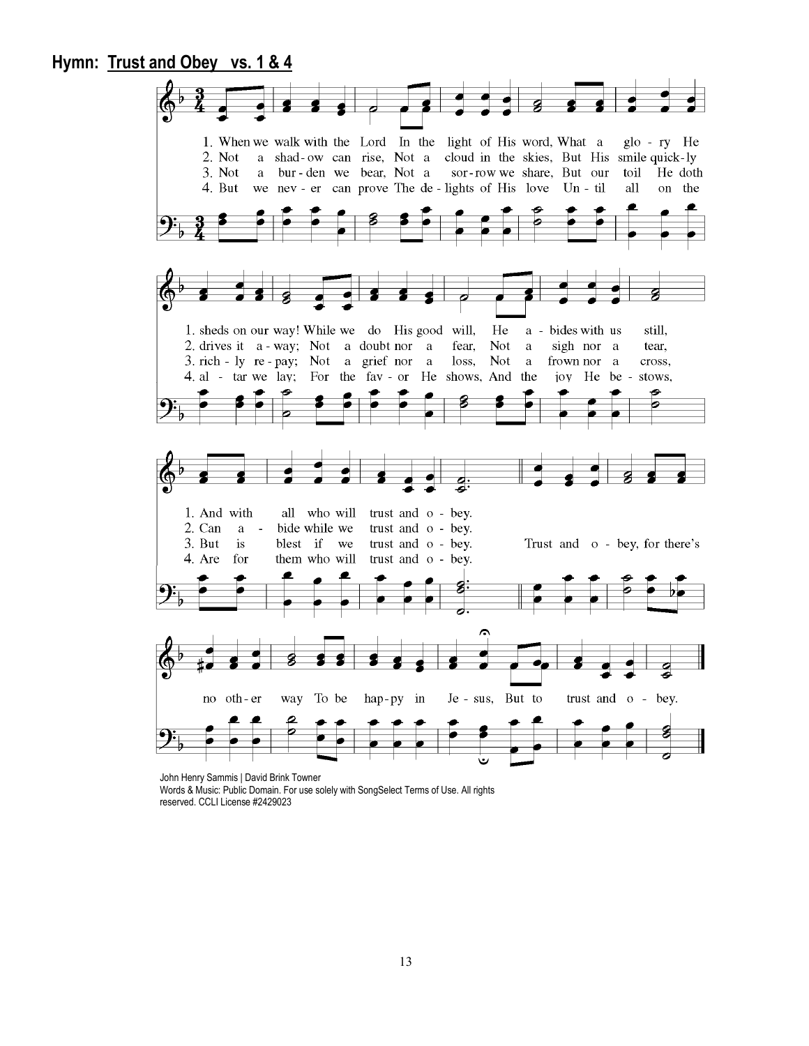## Hymn: Trust and Obey   vs. 1 & 4

1. When we walk with the Lord In the light of His word, What a glo - ry He sheds on our way! While we do His good will, He a - bides with us still, And with all who will trust and o - bey.

2. Not a shad - ow can rise, Not a cloud in the skies, But His smile quick - ly drives it a - way; Not a doubt nor a fear, Not a sigh nor a tear, Can a - bide while we trust and o - bey.

3. Not a bur - den we bear, Not a sor - row we share, But our toil He doth rich - ly re - pay; Not a grief nor a loss, Not a frown nor a cross, But is blest if we trust and o - bey.

4. But we nev - er can prove The de - lights of His love Un - til all on the al - tar we lay; For the fav - or He shows, And the joy He be - stows, Are for them who will trust and o - bey.

Trust and o - bey, for there's no oth - er way To be hap - py in Je - sus, But to trust and o - bey.

John Henry Sammis | David Brink Towner
Words & Music: Public Domain. For use solely with SongSelect Terms of Use. All rights reserved. CCLI License #2429023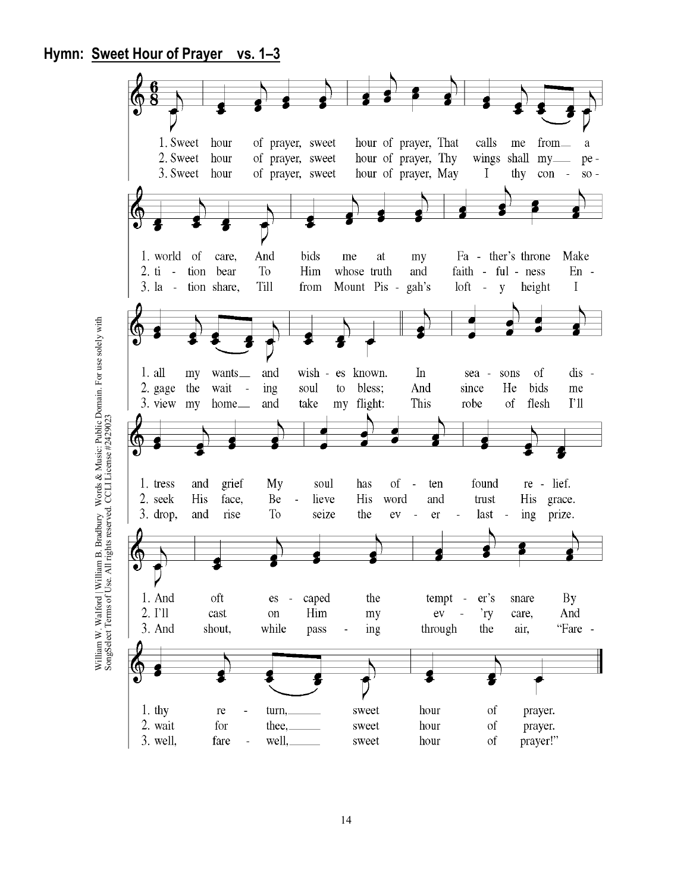## Hymn: Sweet Hour of Prayer vs. 1–3

1. Sweet hour of prayer, sweet hour of prayer, That calls me from a world of care, And bids me at my Father's throne Make all my wants and wishes known. In seasons of distress and grief My soul has often found relief. And oft escaped the tempter's snare By thy return, sweet hour of prayer.

2. Sweet hour of prayer, sweet hour of prayer, Thy wings shall my petition bear To Him whose truth and faithfulness Engage the waiting soul to bless; And since He bids me seek His face, Believe His word and trust His grace. I'll cast on Him my ev'ry care, And wait for thee, sweet hour of prayer.

3. Sweet hour of prayer, sweet hour of prayer, May I thy consolation share, Till from Mount Pisgah's lofty height I view my home and take my flight: This robe of flesh I'll drop, and rise To seize the everlasting prize. And shout, while passing through the air, "Farewell, farewell, sweet hour of prayer!"

William W. Walford | William B. Bradbury Words & Music: Public Domain. For use solely with SongSelect Terms of Use. All rights reserved. CCLI License #2429023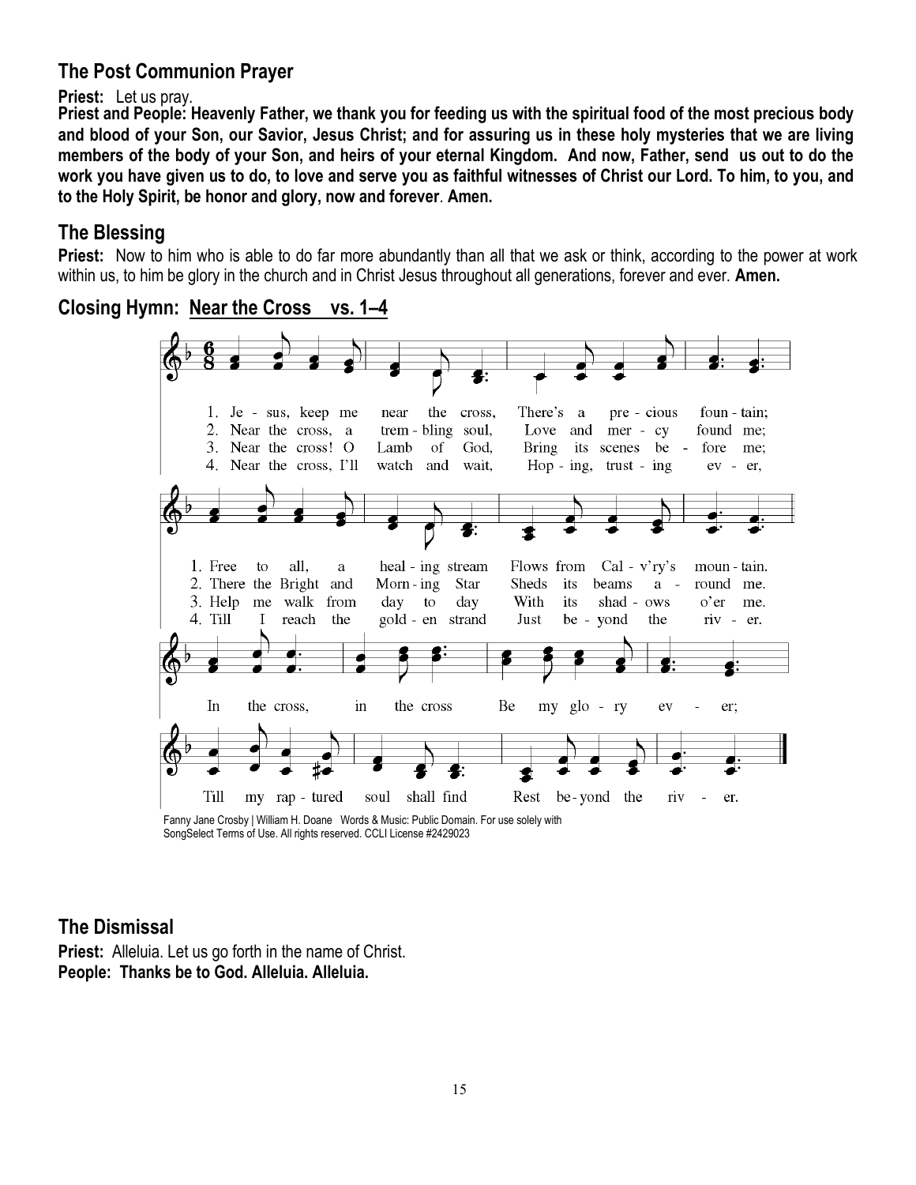## The Post Communion Prayer

**Priest:** Let us pray.

**Priest and People: Heavenly Father, we thank you for feeding us with the spiritual food of the most precious body and blood of your Son, our Savior, Jesus Christ; and for assuring us in these holy mysteries that we are living members of the body of your Son, and heirs of your eternal Kingdom. And now, Father, send us out to do the work you have given us to do, to love and serve you as faithful witnesses of Christ our Lord. To him, to you, and to the Holy Spirit, be honor and glory, now and forever. Amen.**

## The Blessing

**Priest:** Now to him who is able to do far more abundantly than all that we ask or think, according to the power at work within us, to him be glory in the church and in Christ Jesus throughout all generations, forever and ever. **Amen.**

## Closing Hymn: Near the Cross vs. 1–4

1. Jesus, keep me near the cross, There's a precious fountain; Free to all, a healing stream Flows from Calv'ry's mountain.
2. Near the cross, a trembling soul, Love and mercy found me; There the Bright and Morning Star Sheds its beams around me.
3. Near the cross! O Lamb of God, Bring its scenes before me; Help me walk from day to day With its shadows o'er me.
4. Near the cross, I'll watch and wait, Hoping, trusting ever, Till I reach the golden strand Just beyond the river.

In the cross, in the cross Be my glory ever; Till my raptured soul shall find Rest beyond the river.

Fanny Jane Crosby | William H. Doane Words & Music: Public Domain. For use solely with SongSelect Terms of Use. All rights reserved. CCLI License #2429023

## The Dismissal

**Priest:** Alleluia. Let us go forth in the name of Christ.

**People: Thanks be to God. Alleluia. Alleluia.**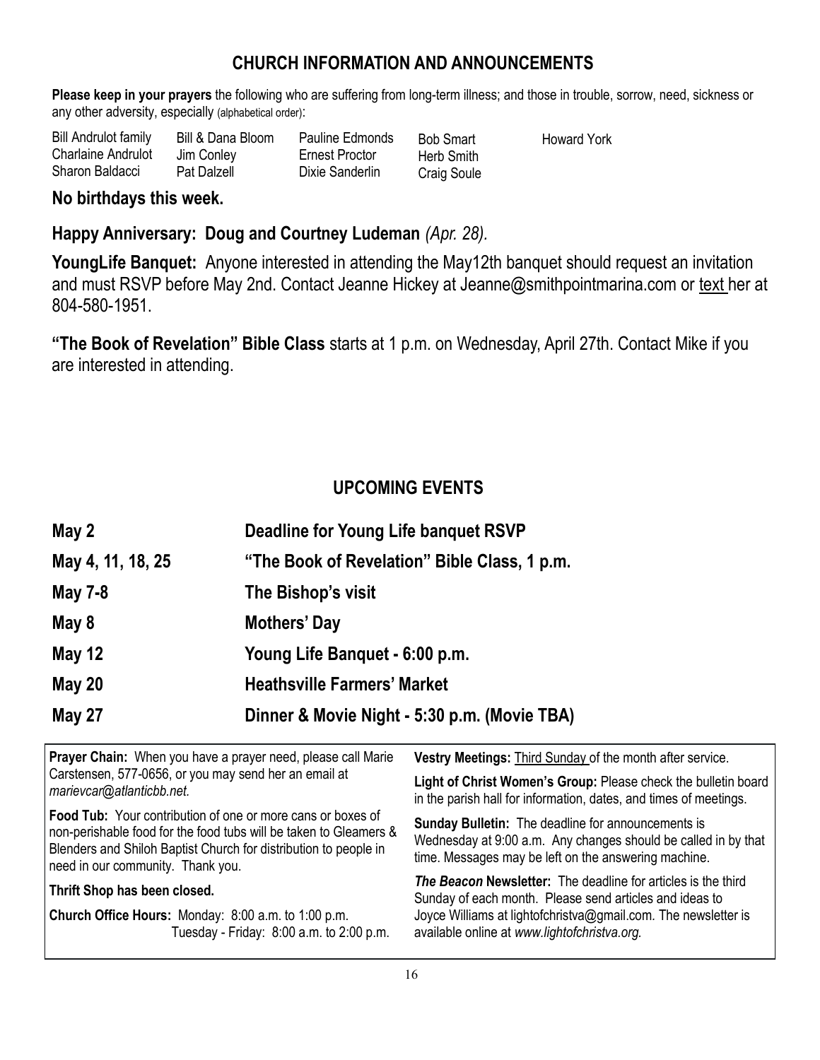## CHURCH INFORMATION AND ANNOUNCEMENTS

**Please keep in your prayers** the following who are suffering from long-term illness; and those in trouble, sorrow, need, sickness or any other adversity, especially (alphabetical order):

| | | | | |
|---|---|---|---|---|
| Bill Andrulot family | Bill & Dana Bloom | Pauline Edmonds | Bob Smart | Howard York |
| Charlaine Andrulot | Jim Conley | Ernest Proctor | Herb Smith | |
| Sharon Baldacci | Pat Dalzell | Dixie Sanderlin | Craig Soule | |

**No birthdays this week.**

**Happy Anniversary: Doug and Courtney Ludeman** *(Apr. 28).*

**YoungLife Banquet:** Anyone interested in attending the May12th banquet should request an invitation and must RSVP before May 2nd. Contact Jeanne Hickey at Jeanne@smithpointmarina.com or text her at 804-580-1951.

**"The Book of Revelation" Bible Class** starts at 1 p.m. on Wednesday, April 27th. Contact Mike if you are interested in attending.

## UPCOMING EVENTS

| | |
|---|---|
| **May 2** | **Deadline for Young Life banquet RSVP** |
| **May 4, 11, 18, 25** | **"The Book of Revelation" Bible Class, 1 p.m.** |
| **May 7-8** | **The Bishop's visit** |
| **May 8** | **Mothers' Day** |
| **May 12** | **Young Life Banquet - 6:00 p.m.** |
| **May 20** | **Heathsville Farmers' Market** |
| **May 27** | **Dinner & Movie Night - 5:30 p.m. (Movie TBA)** |

**Prayer Chain:** When you have a prayer need, please call Marie Carstensen, 577-0656, or you may send her an email at *marievcar@atlanticbb.net.*

**Food Tub:** Your contribution of one or more cans or boxes of non-perishable food for the food tubs will be taken to Gleamers & Blenders and Shiloh Baptist Church for distribution to people in need in our community. Thank you.

**Thrift Shop has been closed.**

**Church Office Hours:** Monday: 8:00 a.m. to 1:00 p.m.
Tuesday - Friday: 8:00 a.m. to 2:00 p.m.

**Vestry Meetings:** Third Sunday of the month after service.

**Light of Christ Women's Group:** Please check the bulletin board in the parish hall for information, dates, and times of meetings.

**Sunday Bulletin:** The deadline for announcements is Wednesday at 9:00 a.m. Any changes should be called in by that time. Messages may be left on the answering machine.

***The Beacon* Newsletter:** The deadline for articles is the third Sunday of each month. Please send articles and ideas to Joyce Williams at lightofchristva@gmail.com. The newsletter is available online at *www.lightofchristva.org.*